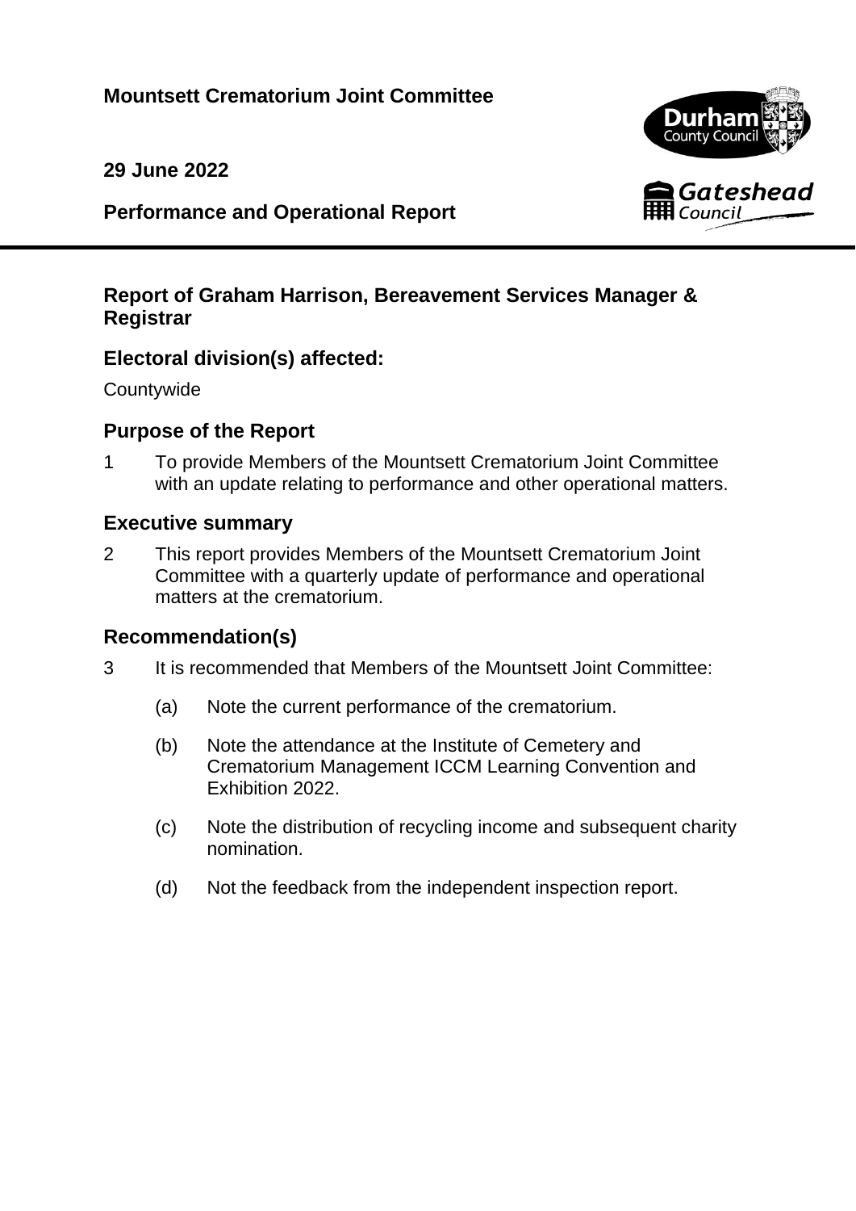**Mountsett Crematorium Joint Committee**

**29 June 2022**

**Performance and Operational Report**

---

## Report of Graham Harrison, Bereavement Services Manager & Registrar

## Electoral division(s) affected:

Countywide

## Purpose of the Report

1 To provide Members of the Mountsett Crematorium Joint Committee with an update relating to performance and other operational matters.

## Executive summary

2 This report provides Members of the Mountsett Crematorium Joint Committee with a quarterly update of performance and operational matters at the crematorium.

## Recommendation(s)

3 It is recommended that Members of the Mountsett Joint Committee:

(a) Note the current performance of the crematorium.

(b) Note the attendance at the Institute of Cemetery and Crematorium Management ICCM Learning Convention and Exhibition 2022.

(c) Note the distribution of recycling income and subsequent charity nomination.

(d) Not the feedback from the independent inspection report.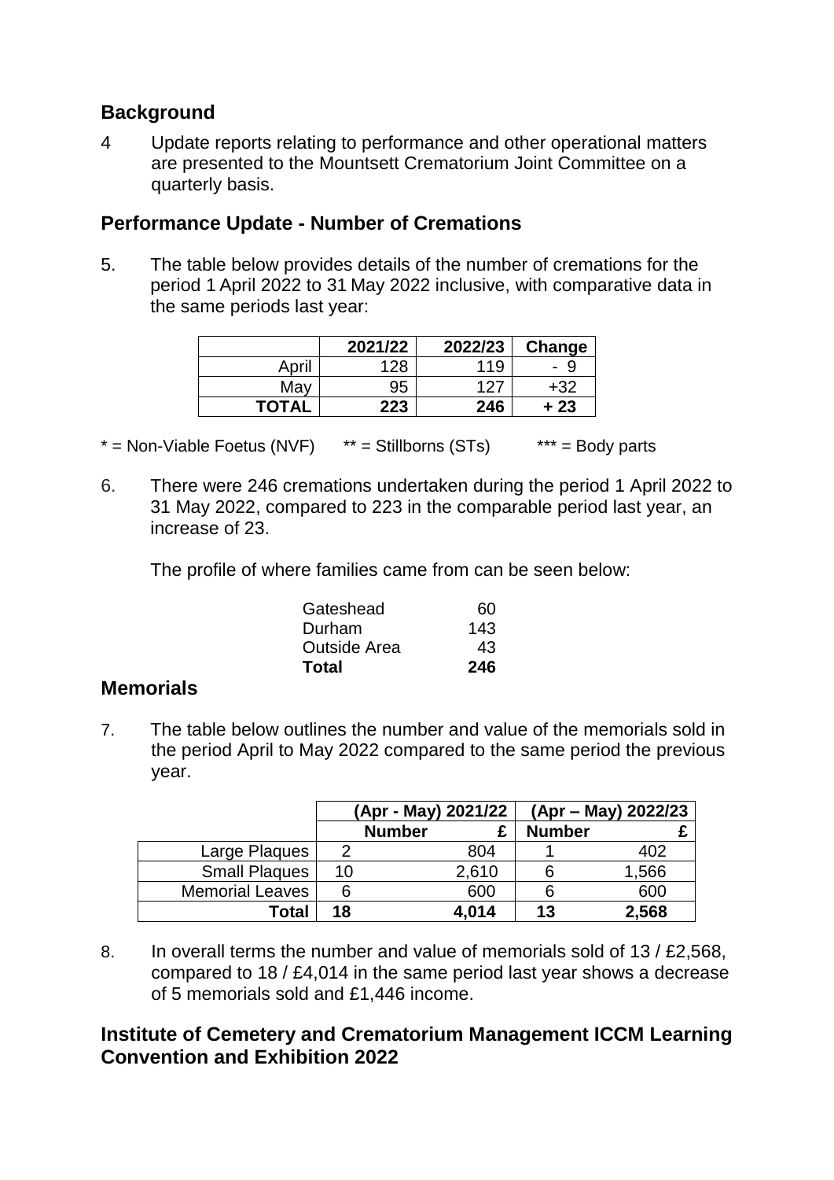## Background

4 Update reports relating to performance and other operational matters are presented to the Mountsett Crematorium Joint Committee on a quarterly basis.

## Performance Update - Number of Cremations

5. The table below provides details of the number of cremations for the period 1 April 2022 to 31 May 2022 inclusive, with comparative data in the same periods last year:

| | 2021/22 | 2022/23 | Change |
|---|---|---|---|
| April | 128 | 119 | - 9 |
| May | 95 | 127 | +32 |
| **TOTAL** | **223** | **246** | **+ 23** |

* = Non-Viable Foetus (NVF) ** = Stillborns (STs) *** = Body parts

6. There were 246 cremations undertaken during the period 1 April 2022 to 31 May 2022, compared to 223 in the comparable period last year, an increase of 23.

The profile of where families came from can be seen below:

| | |
|---|---|
| Gateshead | 60 |
| Durham | 143 |
| Outside Area | 43 |
| **Total** | **246** |

## Memorials

7. The table below outlines the number and value of the memorials sold in the period April to May 2022 compared to the same period the previous year.

| | (Apr - May) 2021/22 | | (Apr – May) 2022/23 | |
|---|---|---|---|---|
| | Number | £ | Number | £ |
| Large Plaques | 2 | 804 | 1 | 402 |
| Small Plaques | 10 | 2,610 | 6 | 1,566 |
| Memorial Leaves | 6 | 600 | 6 | 600 |
| **Total** | **18** | **4,014** | **13** | **2,568** |

8. In overall terms the number and value of memorials sold of 13 / £2,568, compared to 18 / £4,014 in the same period last year shows a decrease of 5 memorials sold and £1,446 income.

## Institute of Cemetery and Crematorium Management ICCM Learning Convention and Exhibition 2022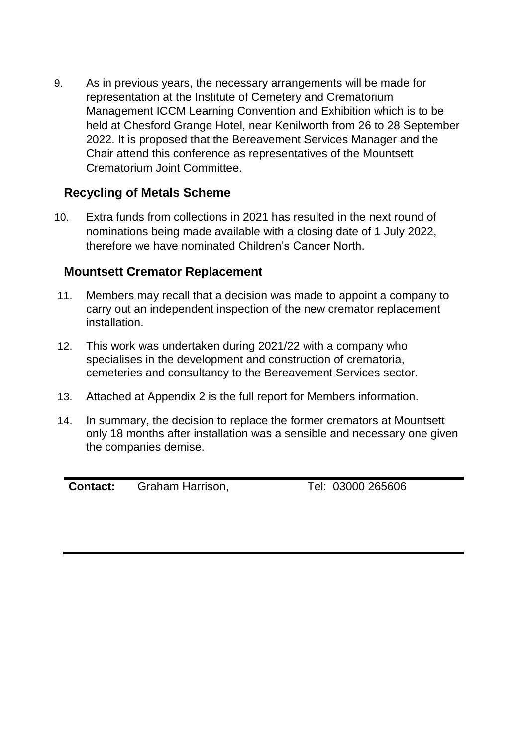9. As in previous years, the necessary arrangements will be made for representation at the Institute of Cemetery and Crematorium Management ICCM Learning Convention and Exhibition which is to be held at Chesford Grange Hotel, near Kenilworth from 26 to 28 September 2022. It is proposed that the Bereavement Services Manager and the Chair attend this conference as representatives of the Mountsett Crematorium Joint Committee.

## Recycling of Metals Scheme

10. Extra funds from collections in 2021 has resulted in the next round of nominations being made available with a closing date of 1 July 2022, therefore we have nominated Children's Cancer North.

## Mountsett Cremator Replacement

11. Members may recall that a decision was made to appoint a company to carry out an independent inspection of the new cremator replacement installation.

12. This work was undertaken during 2021/22 with a company who specialises in the development and construction of crematoria, cemeteries and consultancy to the Bereavement Services sector.

13. Attached at Appendix 2 is the full report for Members information.

14. In summary, the decision to replace the former cremators at Mountsett only 18 months after installation was a sensible and necessary one given the companies demise.

| **Contact:** | Graham Harrison, | Tel: 03000 265606 |
|---|---|---|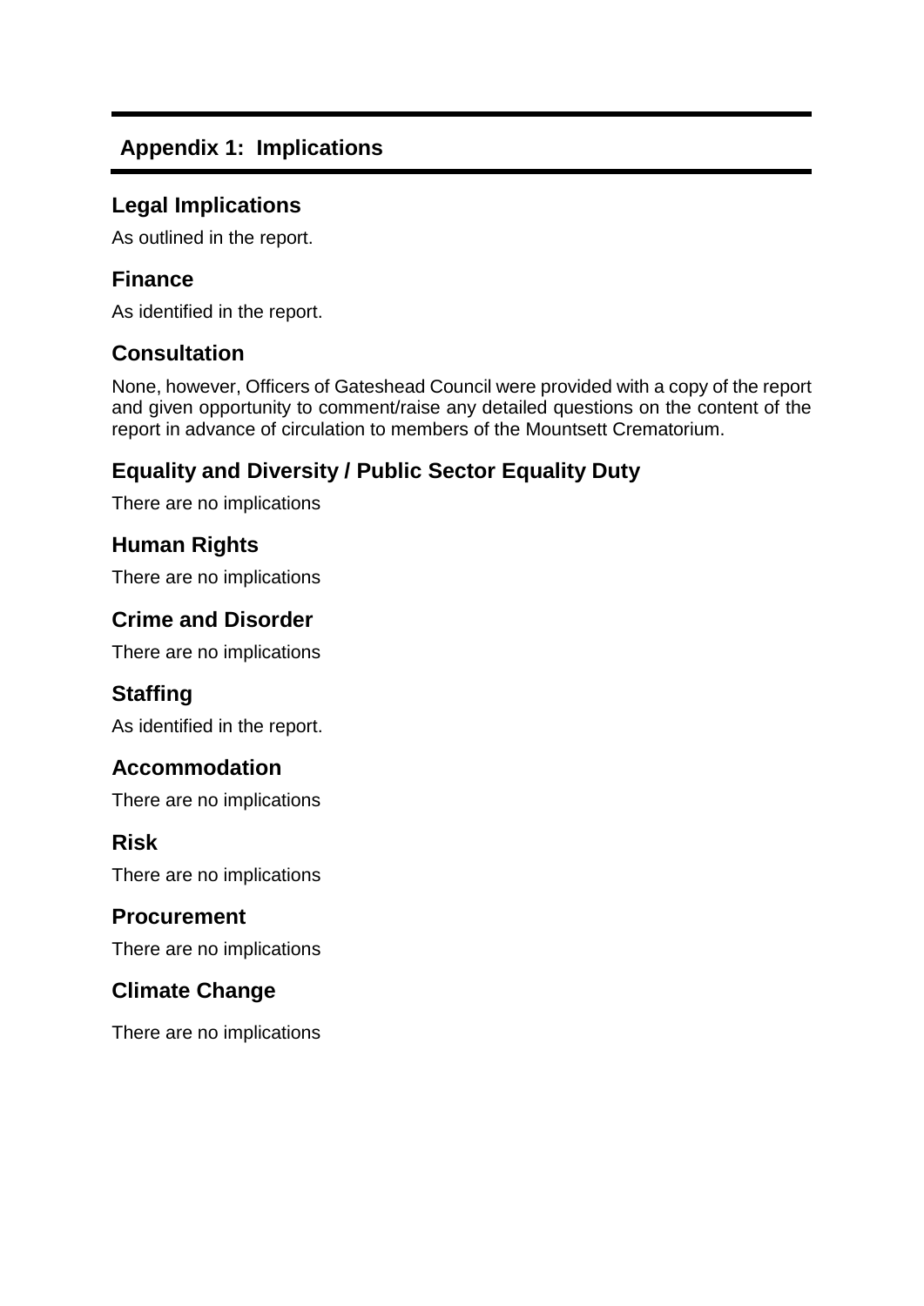## Appendix 1: Implications

### Legal Implications

As outlined in the report.

### Finance

As identified in the report.

### Consultation

None, however, Officers of Gateshead Council were provided with a copy of the report and given opportunity to comment/raise any detailed questions on the content of the report in advance of circulation to members of the Mountsett Crematorium.

### Equality and Diversity / Public Sector Equality Duty

There are no implications

### Human Rights

There are no implications

### Crime and Disorder

There are no implications

### Staffing

As identified in the report.

### Accommodation

There are no implications

### Risk

There are no implications

### Procurement

There are no implications

### Climate Change

There are no implications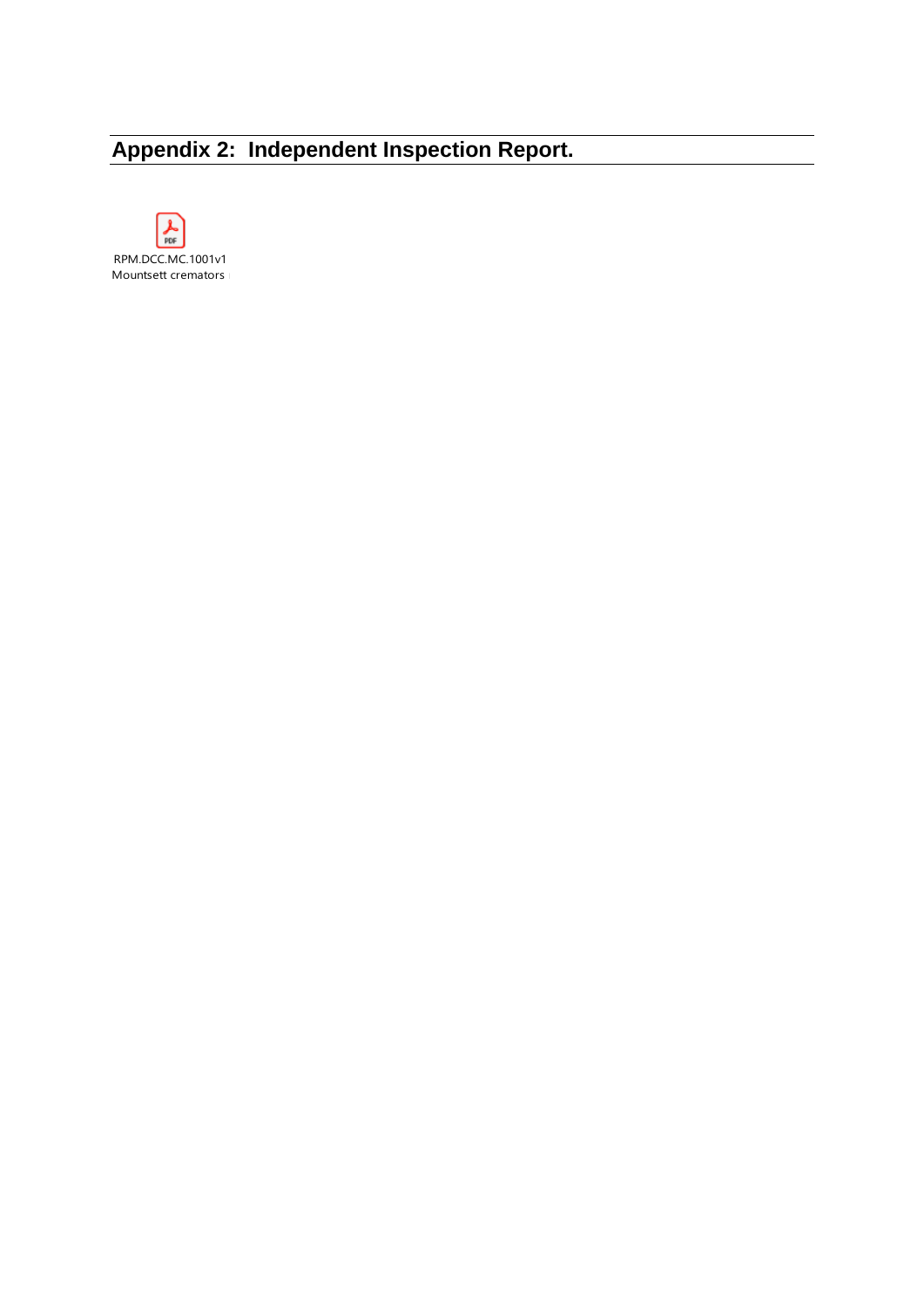## Appendix 2: Independent Inspection Report.

RPM.DCC.MC.1001v1
Mountsett cremators